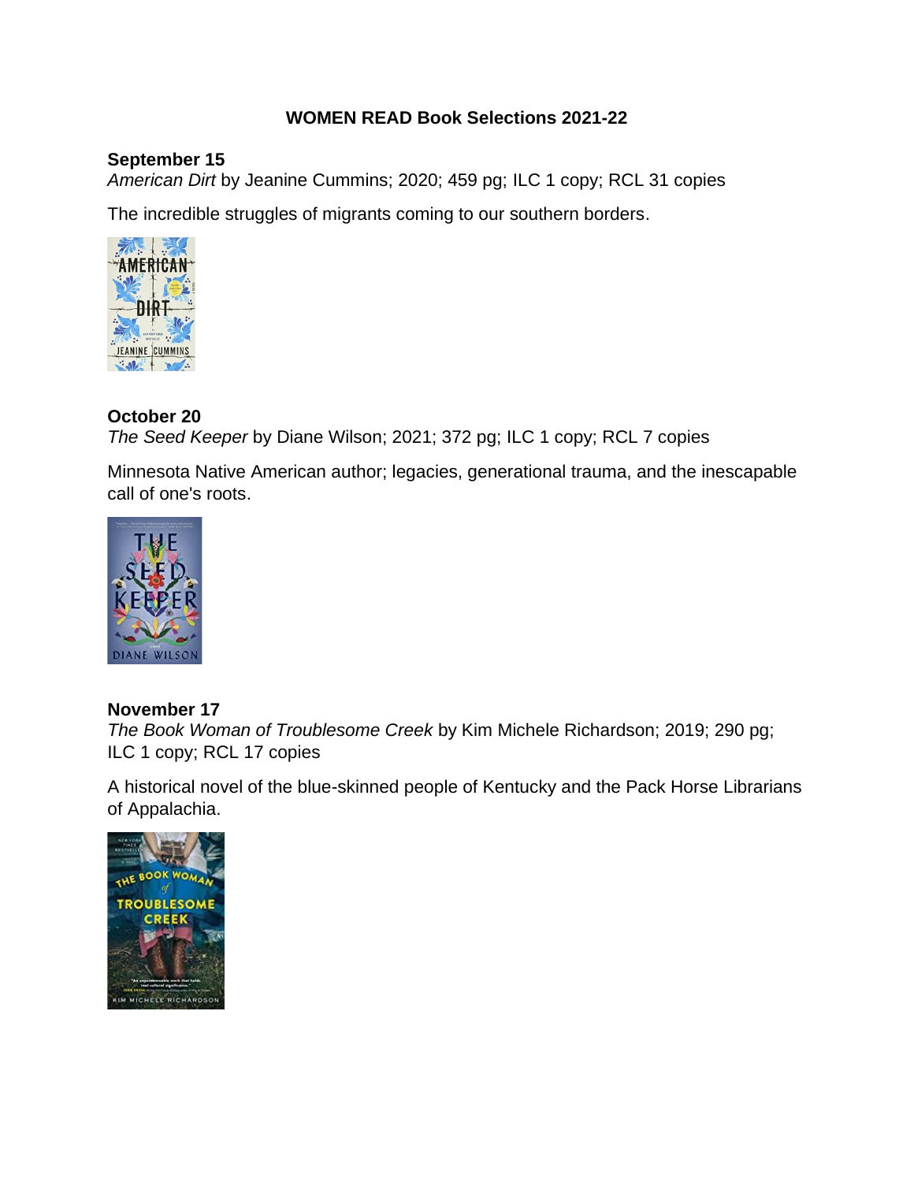# WOMEN READ Book Selections 2021-22

**September 15**
*American Dirt* by Jeanine Cummins; 2020; 459 pg; ILC 1 copy; RCL 31 copies

The incredible struggles of migrants coming to our southern borders.

**October 20**
*The Seed Keeper* by Diane Wilson; 2021; 372 pg; ILC 1 copy; RCL 7 copies

Minnesota Native American author; legacies, generational trauma, and the inescapable call of one's roots.

**November 17**
*The Book Woman of Troublesome Creek* by Kim Michele Richardson; 2019; 290 pg; ILC 1 copy; RCL 17 copies

A historical novel of the blue-skinned people of Kentucky and the Pack Horse Librarians of Appalachia.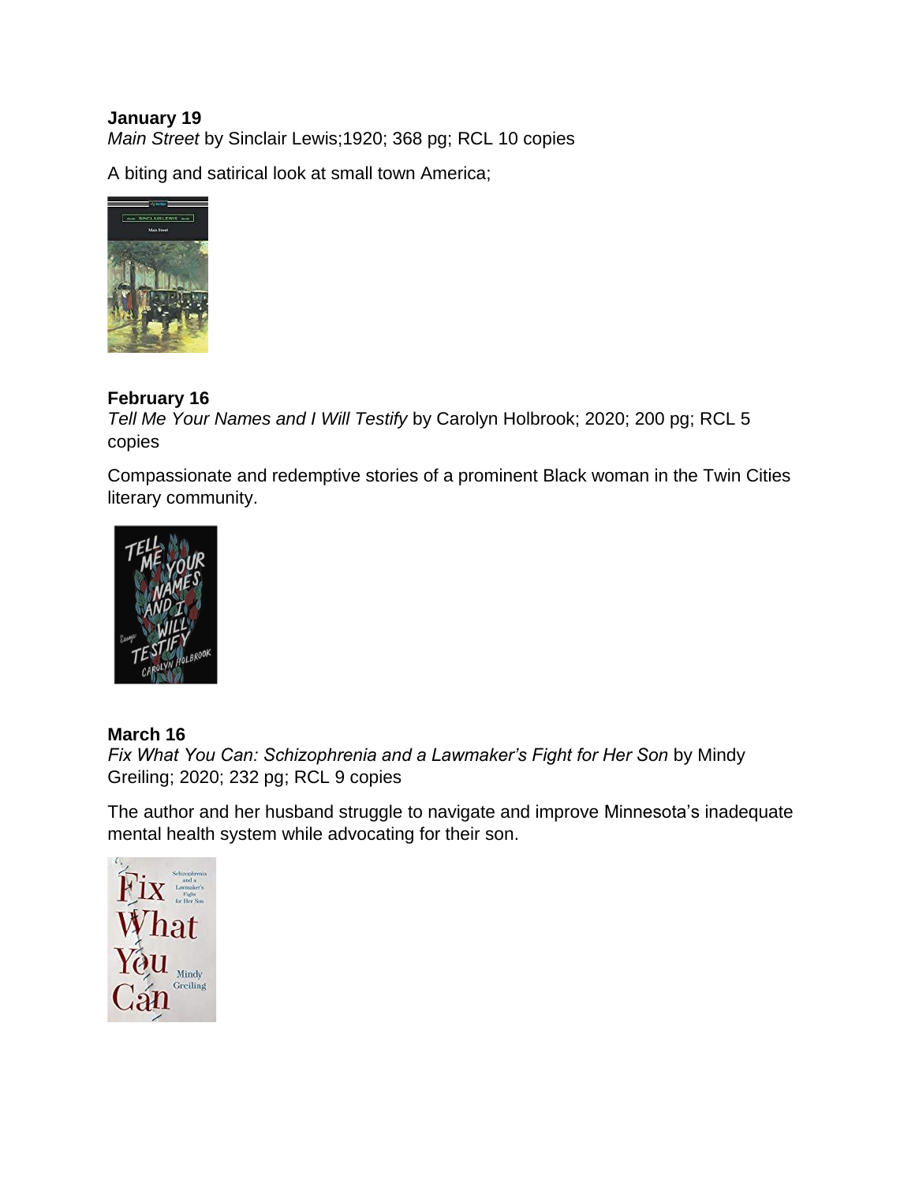**January 19**
*Main Street* by Sinclair Lewis;1920; 368 pg; RCL 10 copies

A biting and satirical look at small town America;

**February 16**
*Tell Me Your Names and I Will Testify* by Carolyn Holbrook; 2020; 200 pg; RCL 5 copies

Compassionate and redemptive stories of a prominent Black woman in the Twin Cities literary community.

**March 16**
*Fix What You Can: Schizophrenia and a Lawmaker's Fight for Her Son* by Mindy Greiling; 2020; 232 pg; RCL 9 copies

The author and her husband struggle to navigate and improve Minnesota's inadequate mental health system while advocating for their son.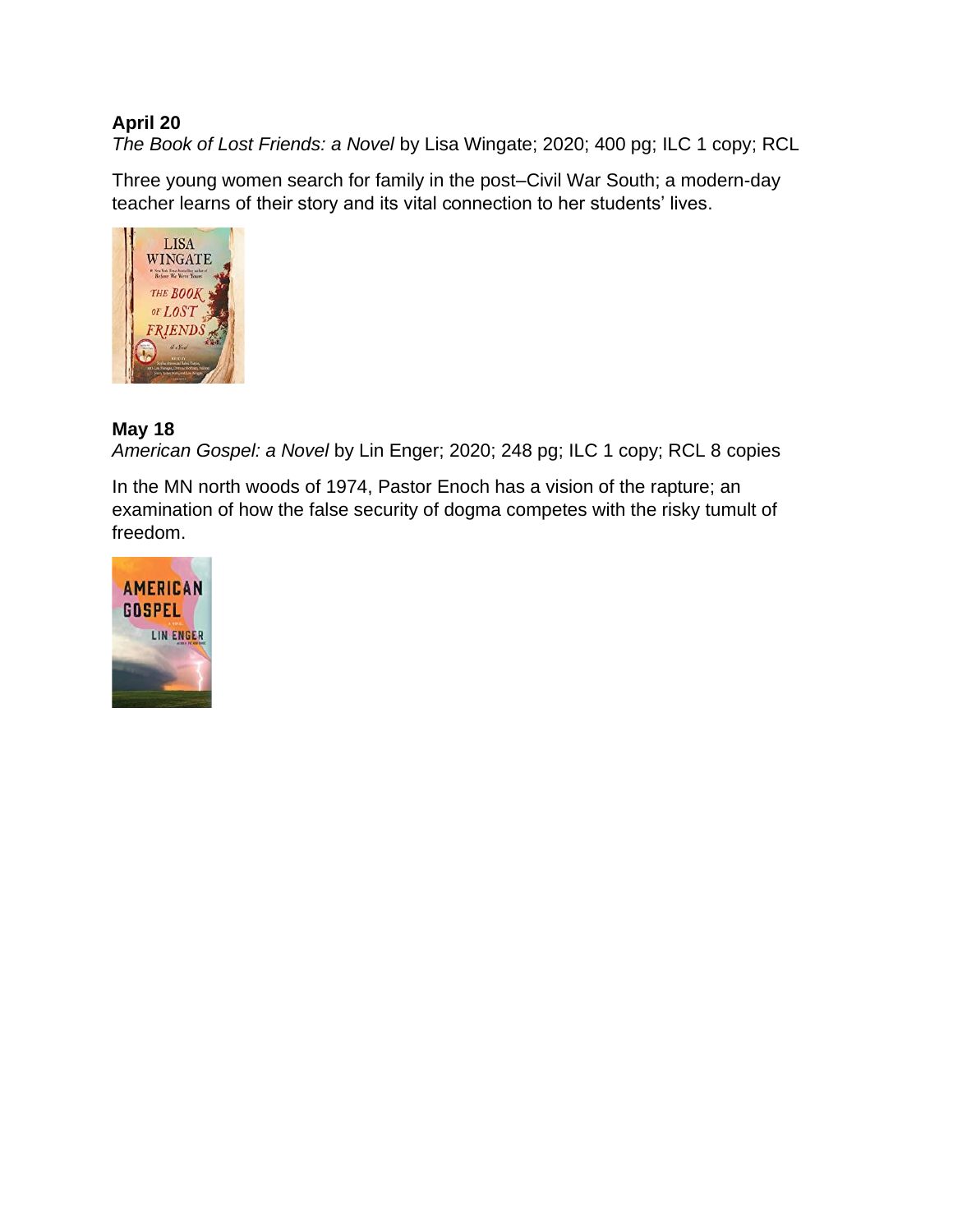**April 20**

*The Book of Lost Friends: a Novel* by Lisa Wingate; 2020; 400 pg; ILC 1 copy; RCL

Three young women search for family in the post–Civil War South; a modern-day teacher learns of their story and its vital connection to her students' lives.

**May 18**

*American Gospel: a Novel* by Lin Enger; 2020; 248 pg; ILC 1 copy; RCL 8 copies

In the MN north woods of 1974, Pastor Enoch has a vision of the rapture; an examination of how the false security of dogma competes with the risky tumult of freedom.